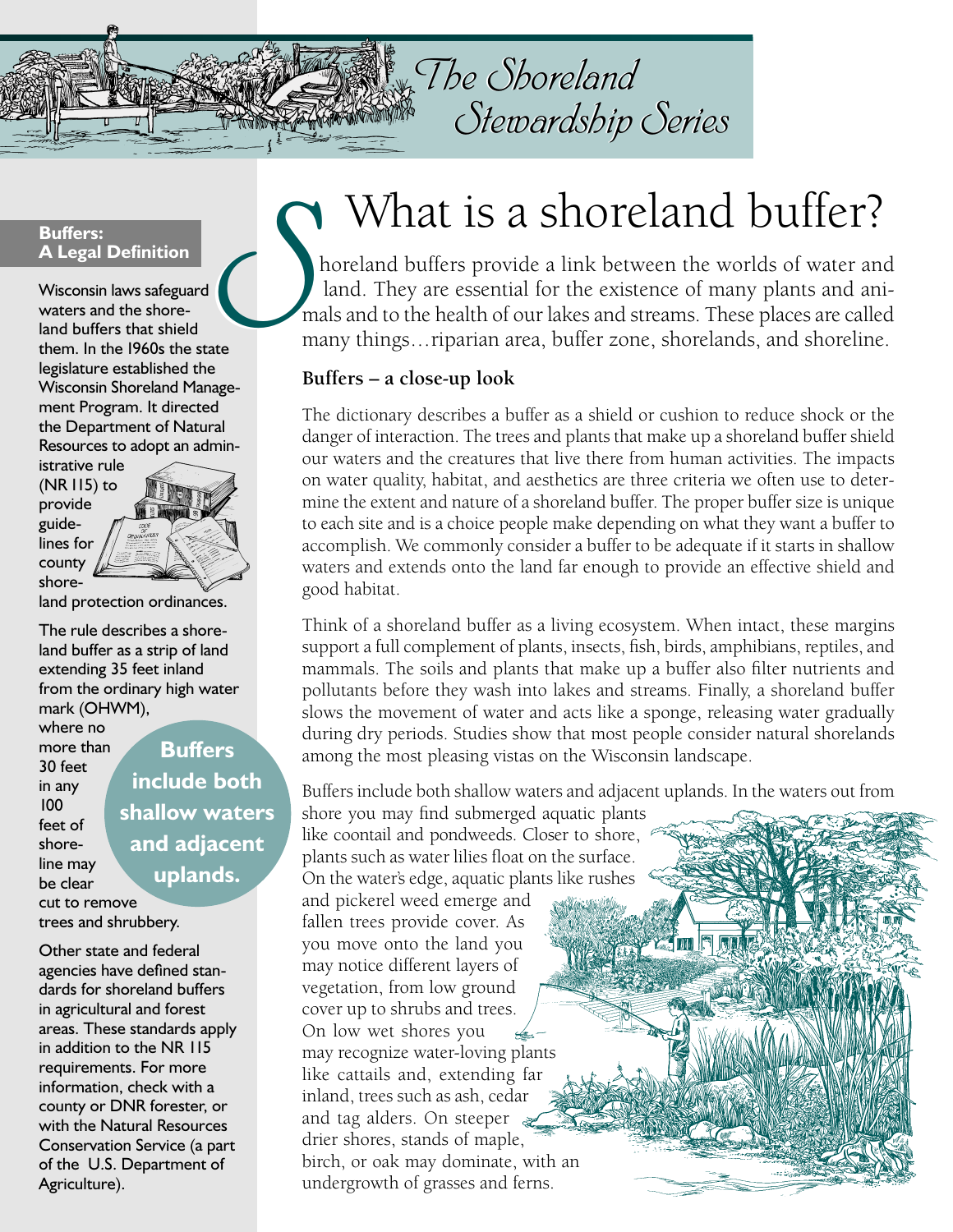# The Shoreland Stewardship Series

# What is a shoreland buffer?

Shoreland buffers provide a link between the worlds of water and land. They are essential for the existence of many plants and animals and to the health of our lakes and streams. These places are called many things…riparian area, buffer zone, shorelands, and shoreline.

### Buffers – a close-up look

The dictionary describes a buffer as a shield or cushion to reduce shock or the danger of interaction. The trees and plants that make up a shoreland buffer shield our waters and the creatures that live there from human activities. The impacts on water quality, habitat, and aesthetics are three criteria we often use to determine the extent and nature of a shoreland buffer. The proper buffer size is unique to each site and is a choice people make depending on what they want a buffer to accomplish. We commonly consider a buffer to be adequate if it starts in shallow waters and extends onto the land far enough to provide an effective shield and good habitat.

Think of a shoreland buffer as a living ecosystem. When intact, these margins support a full complement of plants, insects, fish, birds, amphibians, reptiles, and mammals. The soils and plants that make up a buffer also filter nutrients and pollutants before they wash into lakes and streams. Finally, a shoreland buffer slows the movement of water and acts like a sponge, releasing water gradually during dry periods. Studies show that most people consider natural shorelands among the most pleasing vistas on the Wisconsin landscape.

Buffers include both shallow waters and adjacent uplands. In the waters out from shore you may find submerged aquatic plants like coontail and pondweeds. Closer to shore, plants such as water lilies float on the surface. On the water's edge, aquatic plants like rushes and pickerel weed emerge and fallen trees provide cover. As you move onto the land you may notice different layers of vegetation, from low ground cover up to shrubs and trees. On low wet shores you may recognize water-loving plants like cattails and, extending far inland, trees such as ash, cedar and tag alders. On steeper drier shores, stands of maple, birch, or oak may dominate, with an undergrowth of grasses and ferns.

**Buffers include both shallow waters and adjacent uplands.**

---

**Buffers: A Legal Definition**

Wisconsin laws safeguard waters and the shoreland buffers that shield them. In the 1960s the state legislature established the Wisconsin Shoreland Management Program. It directed the Department of Natural Resources to adopt an administrative rule (NR 115) to provide guidelines for county shoreland protection ordinances.

The rule describes a shoreland buffer as a strip of land extending 35 feet inland from the ordinary high water mark (OHWM), where no more than 30 feet in any 100 feet of shoreline may be clear cut to remove trees and shrubbery.

Other state and federal agencies have defined standards for shoreland buffers in agricultural and forest areas. These standards apply in addition to the NR 115 requirements. For more information, check with a county or DNR forester, or with the Natural Resources Conservation Service (a part of the U.S. Department of Agriculture).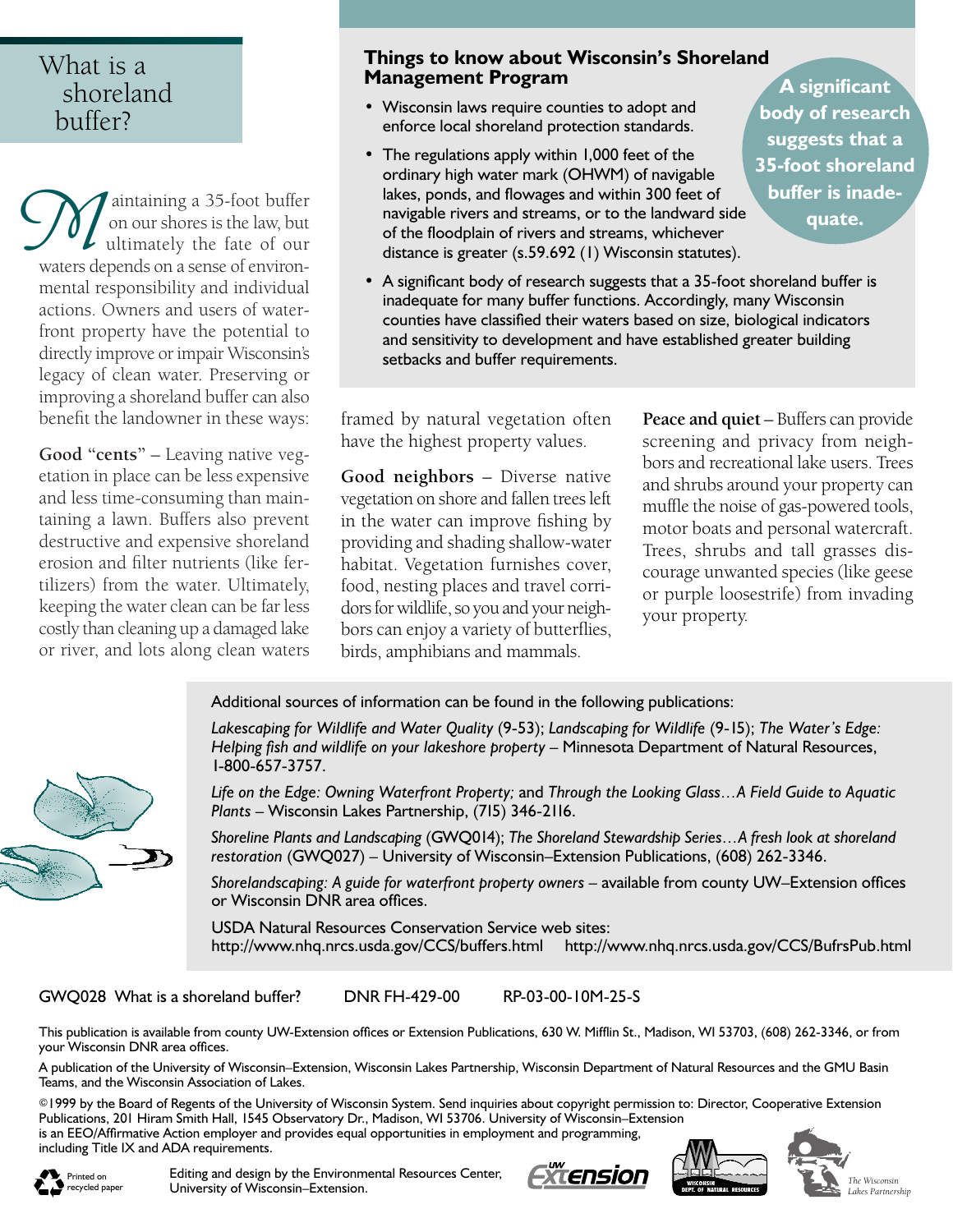# What is a shoreland buffer?

Maintaining a 35-foot buffer on our shores is the law, but ultimately the fate of our waters depends on a sense of environmental responsibility and individual actions. Owners and users of waterfront property have the potential to directly improve or impair Wisconsin's legacy of clean water. Preserving or improving a shoreland buffer can also benefit the landowner in these ways:

**Good "cents"** – Leaving native vegetation in place can be less expensive and less time-consuming than maintaining a lawn. Buffers also prevent destructive and expensive shoreland erosion and filter nutrients (like fertilizers) from the water. Ultimately, keeping the water clean can be far less costly than cleaning up a damaged lake or river, and lots along clean waters framed by natural vegetation often have the highest property values.

**Good neighbors** – Diverse native vegetation on shore and fallen trees left in the water can improve fishing by providing and shading shallow-water habitat. Vegetation furnishes cover, food, nesting places and travel corridors for wildlife, so you and your neighbors can enjoy a variety of butterflies, birds, amphibians and mammals.

**Peace and quiet** – Buffers can provide screening and privacy from neighbors and recreational lake users. Trees and shrubs around your property can muffle the noise of gas-powered tools, motor boats and personal watercraft. Trees, shrubs and tall grasses discourage unwanted species (like geese or purple loosestrife) from invading your property.

## Things to know about Wisconsin's Shoreland Management Program

- Wisconsin laws require counties to adopt and enforce local shoreland protection standards.
- The regulations apply within 1,000 feet of the ordinary high water mark (OHWM) of navigable lakes, ponds, and flowages and within 300 feet of navigable rivers and streams, or to the landward side of the floodplain of rivers and streams, whichever distance is greater (s.59.692 (1) Wisconsin statutes).
- A significant body of research suggests that a 35-foot shoreland buffer is inadequate for many buffer functions. Accordingly, many Wisconsin counties have classified their waters based on size, biological indicators and sensitivity to development and have established greater building setbacks and buffer requirements.

**A significant body of research suggests that a 35-foot shoreland buffer is inadequate.**

Additional sources of information can be found in the following publications:

*Lakescaping for Wildlife and Water Quality* (9-53); *Landscaping for Wildlife* (9-15); *The Water's Edge: Helping fish and wildlife on your lakeshore property* – Minnesota Department of Natural Resources, 1-800-657-3757.

*Life on the Edge: Owning Waterfront Property;* and *Through the Looking Glass…A Field Guide to Aquatic Plants* – Wisconsin Lakes Partnership, (715) 346-2116.

*Shoreline Plants and Landscaping* (GWQ014); *The Shoreland Stewardship Series…A fresh look at shoreland restoration* (GWQ027) – University of Wisconsin–Extension Publications, (608) 262-3346.

*Shorelandscaping: A guide for waterfront property owners* – available from county UW–Extension offices or Wisconsin DNR area offices.

USDA Natural Resources Conservation Service web sites:
http://www.nhq.nrcs.usda.gov/CCS/buffers.html http://www.nhq.nrcs.usda.gov/CCS/BufrsPub.html

GWQ028 What is a shoreland buffer? DNR FH-429-00 RP-03-00-10M-25-S

This publication is available from county UW-Extension offices or Extension Publications, 630 W. Mifflin St., Madison, WI 53703, (608) 262-3346, or from your Wisconsin DNR area offices.

A publication of the University of Wisconsin–Extension, Wisconsin Lakes Partnership, Wisconsin Department of Natural Resources and the GMU Basin Teams, and the Wisconsin Association of Lakes.

©1999 by the Board of Regents of the University of Wisconsin System. Send inquiries about copyright permission to: Director, Cooperative Extension Publications, 201 Hiram Smith Hall, 1545 Observatory Dr., Madison, WI 53706. University of Wisconsin–Extension is an EEO/Affirmative Action employer and provides equal opportunities in employment and programming, including Title IX and ADA requirements.

Printed on recycled paper

Editing and design by the Environmental Resources Center, University of Wisconsin–Extension.

The Wisconsin Lakes Partnership